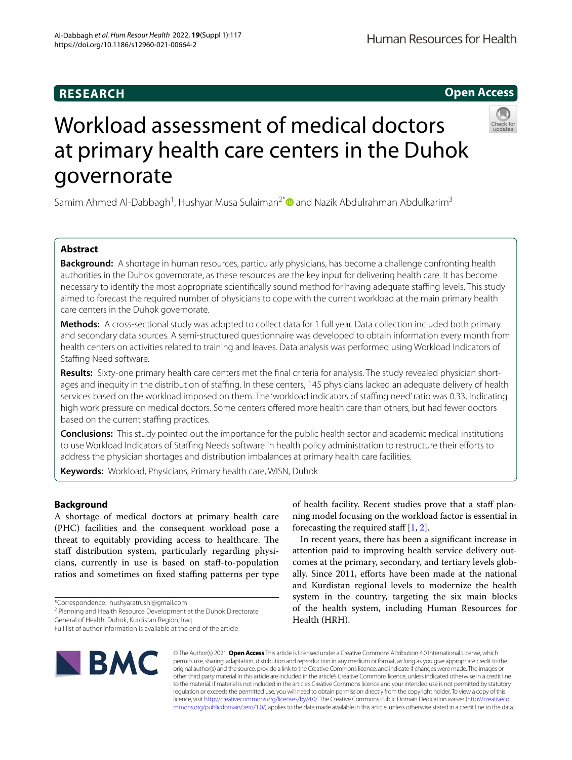RESEARCH

Open Access

# Workload assessment of medical doctors at primary health care centers in the Duhok governorate

Samim Ahmed Al-Dabbagh[1], Hushyar Musa Sulaiman[2*] and Nazik Abdulrahman Abdulkarim[3]

## Abstract

**Background:** A shortage in human resources, particularly physicians, has become a challenge confronting health authorities in the Duhok governorate, as these resources are the key input for delivering health care. It has become necessary to identify the most appropriate scientifically sound method for having adequate staffing levels. This study aimed to forecast the required number of physicians to cope with the current workload at the main primary health care centers in the Duhok governorate.

**Methods:** A cross-sectional study was adopted to collect data for 1 full year. Data collection included both primary and secondary data sources. A semi-structured questionnaire was developed to obtain information every month from health centers on activities related to training and leaves. Data analysis was performed using Workload Indicators of Staffing Need software.

**Results:** Sixty-one primary health care centers met the final criteria for analysis. The study revealed physician shortages and inequity in the distribution of staffing. In these centers, 145 physicians lacked an adequate delivery of health services based on the workload imposed on them. The 'workload indicators of staffing need' ratio was 0.33, indicating high work pressure on medical doctors. Some centers offered more health care than others, but had fewer doctors based on the current staffing practices.

**Conclusions:** This study pointed out the importance for the public health sector and academic medical institutions to use Workload Indicators of Staffing Needs software in health policy administration to restructure their efforts to address the physician shortages and distribution imbalances at primary health care facilities.

**Keywords:** Workload, Physicians, Primary health care, WISN, Duhok

## Background

A shortage of medical doctors at primary health care (PHC) facilities and the consequent workload pose a threat to equitably providing access to healthcare. The staff distribution system, particularly regarding physicians, currently in use is based on staff-to-population ratios and sometimes on fixed staffing patterns per type of health facility. Recent studies prove that a staff planning model focusing on the workload factor is essential in forecasting the required staff [1, 2].

In recent years, there has been a significant increase in attention paid to improving health service delivery outcomes at the primary, secondary, and tertiary levels globally. Since 2011, efforts have been made at the national and Kurdistan regional levels to modernize the health system in the country, targeting the six main blocks of the health system, including Human Resources for Health (HRH).

*Correspondence: hushyaratrushi@gmail.com
[2] Planning and Health Resource Development at the Duhok Directorate General of Health, Duhok, Kurdistan Region, Iraq
Full list of author information is available at the end of the article

© The Author(s) 2021. **Open Access** This article is licensed under a Creative Commons Attribution 4.0 International License, which permits use, sharing, adaptation, distribution and reproduction in any medium or format, as long as you give appropriate credit to the original author(s) and the source, provide a link to the Creative Commons licence, and indicate if changes were made. The images or other third party material in this article are included in the article's Creative Commons licence, unless indicated otherwise in a credit line to the material. If material is not included in the article's Creative Commons licence and your intended use is not permitted by statutory regulation or exceeds the permitted use, you will need to obtain permission directly from the copyright holder. To view a copy of this licence, visit http://creativecommons.org/licenses/by/4.0/. The Creative Commons Public Domain Dedication waiver (http://creativecommons.org/publicdomain/zero/1.0/) applies to the data made available in this article, unless otherwise stated in a credit line to the data.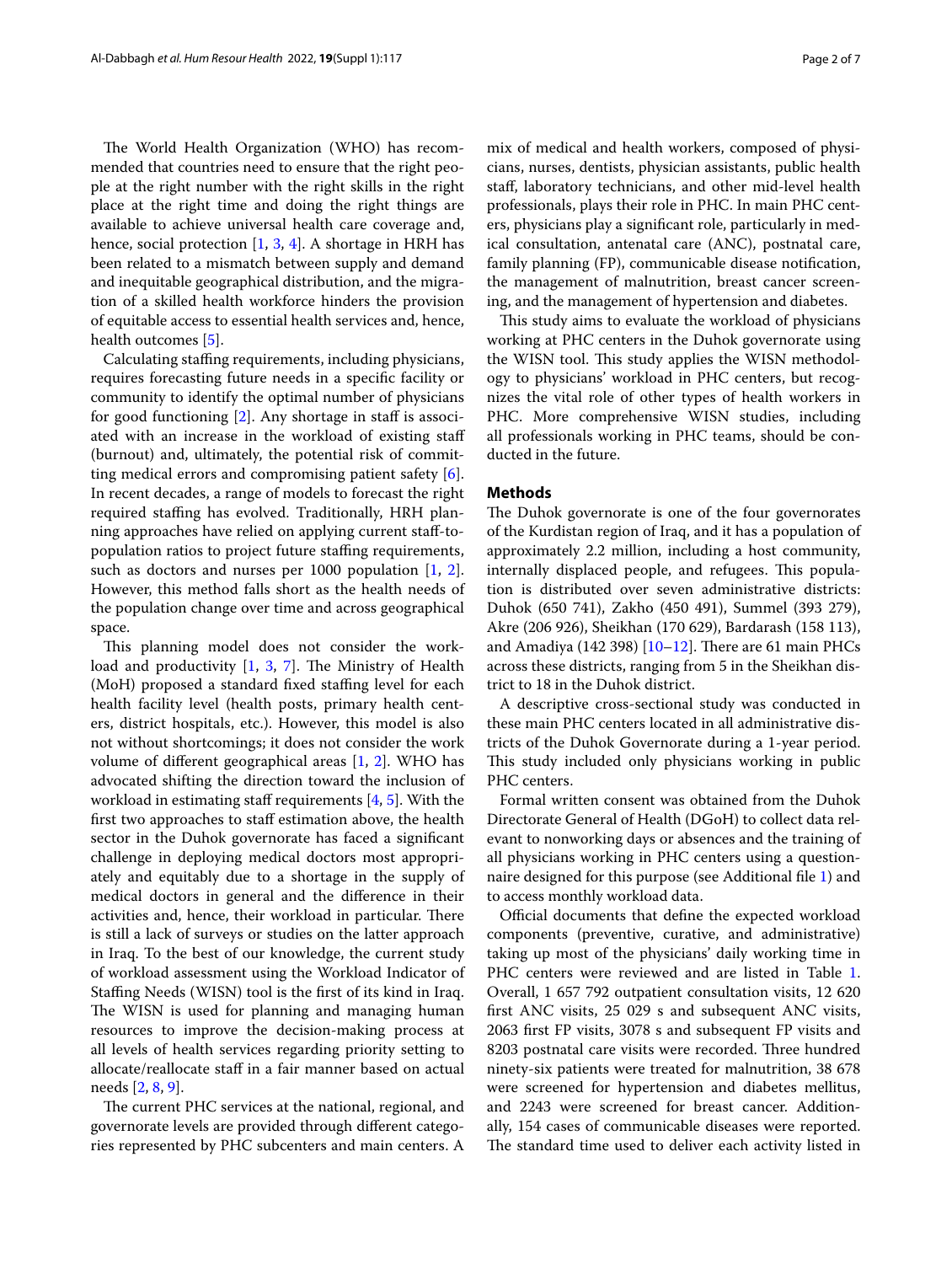The World Health Organization (WHO) has recommended that countries need to ensure that the right people at the right number with the right skills in the right place at the right time and doing the right things are available to achieve universal health care coverage and, hence, social protection [1, 3, 4]. A shortage in HRH has been related to a mismatch between supply and demand and inequitable geographical distribution, and the migration of a skilled health workforce hinders the provision of equitable access to essential health services and, hence, health outcomes [5].

Calculating staffing requirements, including physicians, requires forecasting future needs in a specific facility or community to identify the optimal number of physicians for good functioning [2]. Any shortage in staff is associated with an increase in the workload of existing staff (burnout) and, ultimately, the potential risk of committing medical errors and compromising patient safety [6]. In recent decades, a range of models to forecast the right required staffing has evolved. Traditionally, HRH planning approaches have relied on applying current staff-to-population ratios to project future staffing requirements, such as doctors and nurses per 1000 population [1, 2]. However, this method falls short as the health needs of the population change over time and across geographical space.

This planning model does not consider the workload and productivity [1, 3, 7]. The Ministry of Health (MoH) proposed a standard fixed staffing level for each health facility level (health posts, primary health centers, district hospitals, etc.). However, this model is also not without shortcomings; it does not consider the work volume of different geographical areas [1, 2]. WHO has advocated shifting the direction toward the inclusion of workload in estimating staff requirements [4, 5]. With the first two approaches to staff estimation above, the health sector in the Duhok governorate has faced a significant challenge in deploying medical doctors most appropriately and equitably due to a shortage in the supply of medical doctors in general and the difference in their activities and, hence, their workload in particular. There is still a lack of surveys or studies on the latter approach in Iraq. To the best of our knowledge, the current study of workload assessment using the Workload Indicator of Staffing Needs (WISN) tool is the first of its kind in Iraq. The WISN is used for planning and managing human resources to improve the decision-making process at all levels of health services regarding priority setting to allocate/reallocate staff in a fair manner based on actual needs [2, 8, 9].

The current PHC services at the national, regional, and governorate levels are provided through different categories represented by PHC subcenters and main centers. A mix of medical and health workers, composed of physicians, nurses, dentists, physician assistants, public health staff, laboratory technicians, and other mid-level health professionals, plays their role in PHC. In main PHC centers, physicians play a significant role, particularly in medical consultation, antenatal care (ANC), postnatal care, family planning (FP), communicable disease notification, the management of malnutrition, breast cancer screening, and the management of hypertension and diabetes.

This study aims to evaluate the workload of physicians working at PHC centers in the Duhok governorate using the WISN tool. This study applies the WISN methodology to physicians' workload in PHC centers, but recognizes the vital role of other types of health workers in PHC. More comprehensive WISN studies, including all professionals working in PHC teams, should be conducted in the future.

## Methods

The Duhok governorate is one of the four governorates of the Kurdistan region of Iraq, and it has a population of approximately 2.2 million, including a host community, internally displaced people, and refugees. This population is distributed over seven administrative districts: Duhok (650 741), Zakho (450 491), Summel (393 279), Akre (206 926), Sheikhan (170 629), Bardarash (158 113), and Amadiya (142 398) [10–12]. There are 61 main PHCs across these districts, ranging from 5 in the Sheikhan district to 18 in the Duhok district.

A descriptive cross-sectional study was conducted in these main PHC centers located in all administrative districts of the Duhok Governorate during a 1-year period. This study included only physicians working in public PHC centers.

Formal written consent was obtained from the Duhok Directorate General of Health (DGoH) to collect data relevant to nonworking days or absences and the training of all physicians working in PHC centers using a questionnaire designed for this purpose (see Additional file 1) and to access monthly workload data.

Official documents that define the expected workload components (preventive, curative, and administrative) taking up most of the physicians' daily working time in PHC centers were reviewed and are listed in Table 1. Overall, 1 657 792 outpatient consultation visits, 12 620 first ANC visits, 25 029 s and subsequent ANC visits, 2063 first FP visits, 3078 s and subsequent FP visits and 8203 postnatal care visits were recorded. Three hundred ninety-six patients were treated for malnutrition, 38 678 were screened for hypertension and diabetes mellitus, and 2243 were screened for breast cancer. Additionally, 154 cases of communicable diseases were reported. The standard time used to deliver each activity listed in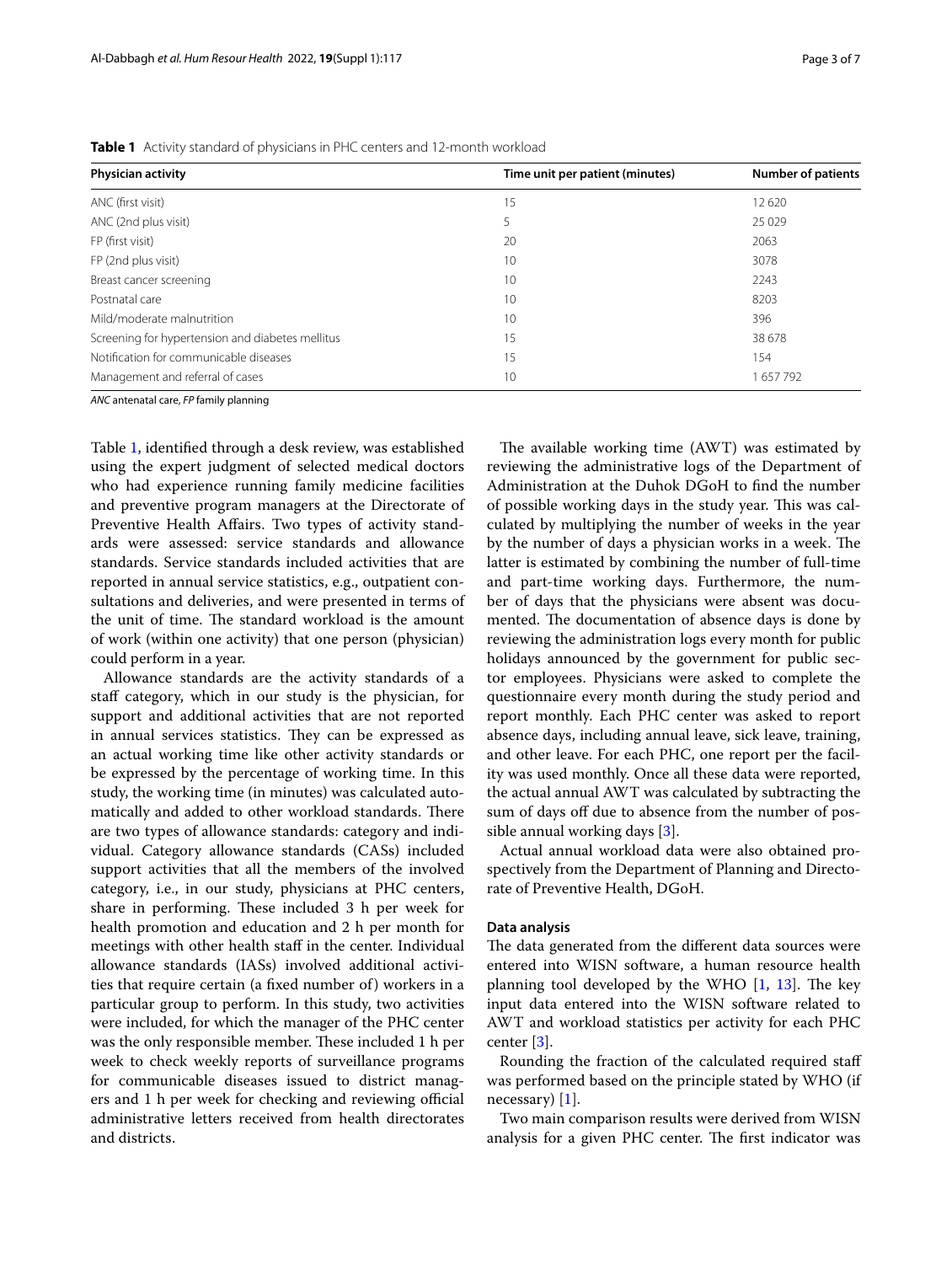**Table 1** Activity standard of physicians in PHC centers and 12-month workload

| Physician activity | Time unit per patient (minutes) | Number of patients |
|---|---|---|
| ANC (first visit) | 15 | 12 620 |
| ANC (2nd plus visit) | 5 | 25 029 |
| FP (first visit) | 20 | 2063 |
| FP (2nd plus visit) | 10 | 3078 |
| Breast cancer screening | 10 | 2243 |
| Postnatal care | 10 | 8203 |
| Mild/moderate malnutrition | 10 | 396 |
| Screening for hypertension and diabetes mellitus | 15 | 38 678 |
| Notification for communicable diseases | 15 | 154 |
| Management and referral of cases | 10 | 1 657 792 |

*ANC* antenatal care, *FP* family planning

Table 1, identified through a desk review, was established using the expert judgment of selected medical doctors who had experience running family medicine facilities and preventive program managers at the Directorate of Preventive Health Affairs. Two types of activity standards were assessed: service standards and allowance standards. Service standards included activities that are reported in annual service statistics, e.g., outpatient consultations and deliveries, and were presented in terms of the unit of time. The standard workload is the amount of work (within one activity) that one person (physician) could perform in a year.

Allowance standards are the activity standards of a staff category, which in our study is the physician, for support and additional activities that are not reported in annual services statistics. They can be expressed as an actual working time like other activity standards or be expressed by the percentage of working time. In this study, the working time (in minutes) was calculated automatically and added to other workload standards. There are two types of allowance standards: category and individual. Category allowance standards (CASs) included support activities that all the members of the involved category, i.e., in our study, physicians at PHC centers, share in performing. These included 3 h per week for health promotion and education and 2 h per month for meetings with other health staff in the center. Individual allowance standards (IASs) involved additional activities that require certain (a fixed number of) workers in a particular group to perform. In this study, two activities were included, for which the manager of the PHC center was the only responsible member. These included 1 h per week to check weekly reports of surveillance programs for communicable diseases issued to district managers and 1 h per week for checking and reviewing official administrative letters received from health directorates and districts.

The available working time (AWT) was estimated by reviewing the administrative logs of the Department of Administration at the Duhok DGoH to find the number of possible working days in the study year. This was calculated by multiplying the number of weeks in the year by the number of days a physician works in a week. The latter is estimated by combining the number of full-time and part-time working days. Furthermore, the number of days that the physicians were absent was documented. The documentation of absence days is done by reviewing the administration logs every month for public holidays announced by the government for public sector employees. Physicians were asked to complete the questionnaire every month during the study period and report monthly. Each PHC center was asked to report absence days, including annual leave, sick leave, training, and other leave. For each PHC, one report per the facility was used monthly. Once all these data were reported, the actual annual AWT was calculated by subtracting the sum of days off due to absence from the number of possible annual working days [3].

Actual annual workload data were also obtained prospectively from the Department of Planning and Directorate of Preventive Health, DGoH.

### Data analysis

The data generated from the different data sources were entered into WISN software, a human resource health planning tool developed by the WHO [1, 13]. The key input data entered into the WISN software related to AWT and workload statistics per activity for each PHC center [3].

Rounding the fraction of the calculated required staff was performed based on the principle stated by WHO (if necessary) [1].

Two main comparison results were derived from WISN analysis for a given PHC center. The first indicator was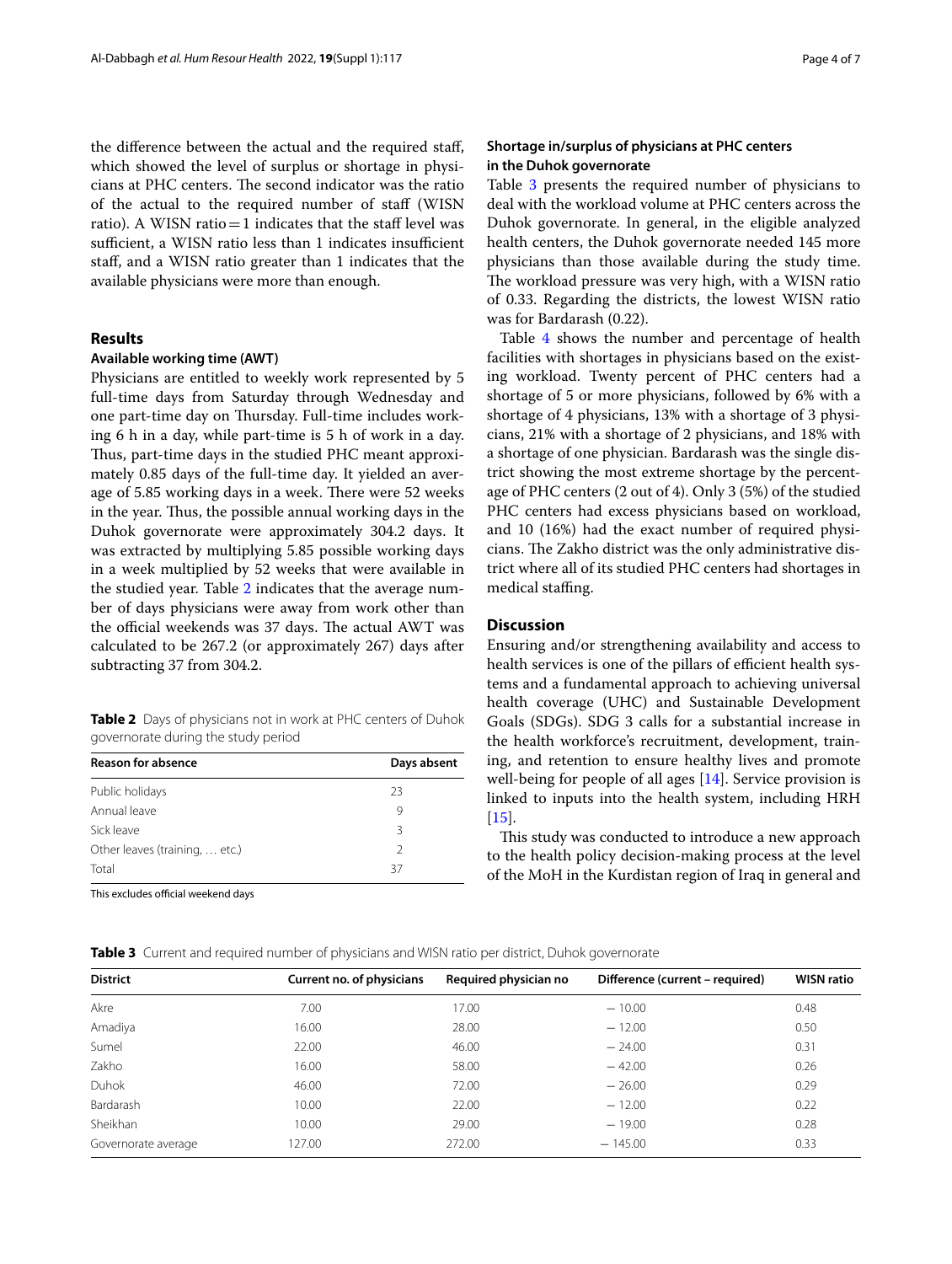the difference between the actual and the required staff, which showed the level of surplus or shortage in physicians at PHC centers. The second indicator was the ratio of the actual to the required number of staff (WISN ratio). A WISN ratio = 1 indicates that the staff level was sufficient, a WISN ratio less than 1 indicates insufficient staff, and a WISN ratio greater than 1 indicates that the available physicians were more than enough.

## Results

### Available working time (AWT)

Physicians are entitled to weekly work represented by 5 full-time days from Saturday through Wednesday and one part-time day on Thursday. Full-time includes working 6 h in a day, while part-time is 5 h of work in a day. Thus, part-time days in the studied PHC meant approximately 0.85 days of the full-time day. It yielded an average of 5.85 working days in a week. There were 52 weeks in the year. Thus, the possible annual working days in the Duhok governorate were approximately 304.2 days. It was extracted by multiplying 5.85 possible working days in a week multiplied by 52 weeks that were available in the studied year. Table 2 indicates that the average number of days physicians were away from work other than the official weekends was 37 days. The actual AWT was calculated to be 267.2 (or approximately 267) days after subtracting 37 from 304.2.

**Table 2** Days of physicians not in work at PHC centers of Duhok governorate during the study period

| Reason for absence | Days absent |
|---|---|
| Public holidays | 23 |
| Annual leave | 9 |
| Sick leave | 3 |
| Other leaves (training, … etc.) | 2 |
| Total | 37 |

This excludes official weekend days

### Shortage in/surplus of physicians at PHC centers in the Duhok governorate

Table 3 presents the required number of physicians to deal with the workload volume at PHC centers across the Duhok governorate. In general, in the eligible analyzed health centers, the Duhok governorate needed 145 more physicians than those available during the study time. The workload pressure was very high, with a WISN ratio of 0.33. Regarding the districts, the lowest WISN ratio was for Bardarash (0.22).

Table 4 shows the number and percentage of health facilities with shortages in physicians based on the existing workload. Twenty percent of PHC centers had a shortage of 5 or more physicians, followed by 6% with a shortage of 4 physicians, 13% with a shortage of 3 physicians, 21% with a shortage of 2 physicians, and 18% with a shortage of one physician. Bardarash was the single district showing the most extreme shortage by the percentage of PHC centers (2 out of 4). Only 3 (5%) of the studied PHC centers had excess physicians based on workload, and 10 (16%) had the exact number of required physicians. The Zakho district was the only administrative district where all of its studied PHC centers had shortages in medical staffing.

## Discussion

Ensuring and/or strengthening availability and access to health services is one of the pillars of efficient health systems and a fundamental approach to achieving universal health coverage (UHC) and Sustainable Development Goals (SDGs). SDG 3 calls for a substantial increase in the health workforce's recruitment, development, training, and retention to ensure healthy lives and promote well-being for people of all ages [14]. Service provision is linked to inputs into the health system, including HRH [15].

This study was conducted to introduce a new approach to the health policy decision-making process at the level of the MoH in the Kurdistan region of Iraq in general and

**Table 3** Current and required number of physicians and WISN ratio per district, Duhok governorate

| District | Current no. of physicians | Required physician no | Difference (current – required) | WISN ratio |
|---|---|---|---|---|
| Akre | 7.00 | 17.00 | −10.00 | 0.48 |
| Amadiya | 16.00 | 28.00 | −12.00 | 0.50 |
| Sumel | 22.00 | 46.00 | −24.00 | 0.31 |
| Zakho | 16.00 | 58.00 | −42.00 | 0.26 |
| Duhok | 46.00 | 72.00 | −26.00 | 0.29 |
| Bardarash | 10.00 | 22.00 | −12.00 | 0.22 |
| Sheikhan | 10.00 | 29.00 | −19.00 | 0.28 |
| Governorate average | 127.00 | 272.00 | −145.00 | 0.33 |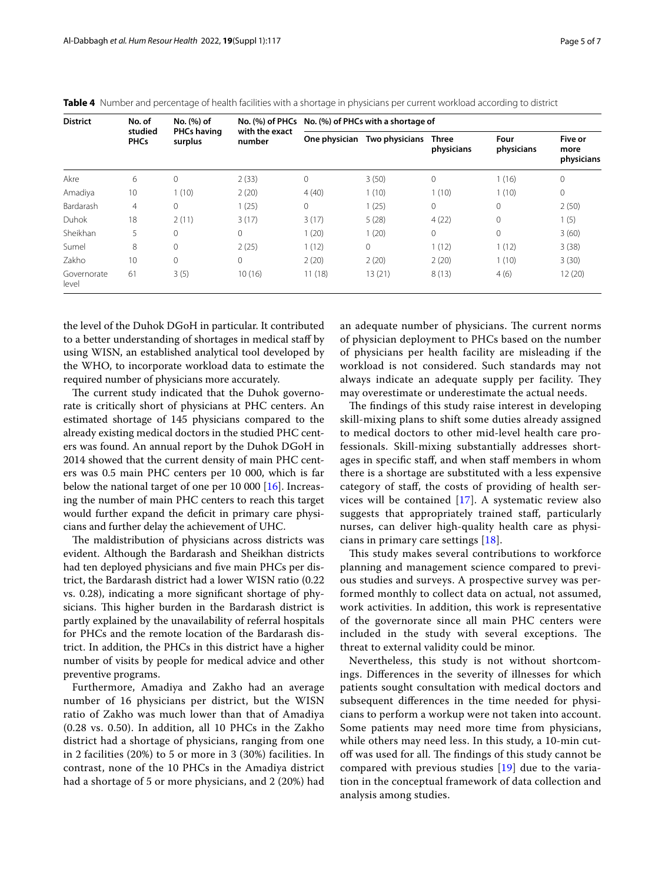**Table 4** Number and percentage of health facilities with a shortage in physicians per current workload according to district

| District | No. of studied PHCs | No. (%) of PHCs having surplus | No. (%) of PHCs with the exact number | No. (%) of PHCs with a shortage of | | | | |
|---|---|---|---|---|---|---|---|---|
| | | | | One physician | Two physicians | Three physicians | Four physicians | Five or more physicians |
| Akre | 6 | 0 | 2 (33) | 0 | 3 (50) | 0 | 1 (16) | 0 |
| Amadiya | 10 | 1 (10) | 2 (20) | 4 (40) | 1 (10) | 1 (10) | 1 (10) | 0 |
| Bardarash | 4 | 0 | 1 (25) | 0 | 1 (25) | 0 | 0 | 2 (50) |
| Duhok | 18 | 2 (11) | 3 (17) | 3 (17) | 5 (28) | 4 (22) | 0 | 1 (5) |
| Sheikhan | 5 | 0 | 0 | 1 (20) | 1 (20) | 0 | 0 | 3 (60) |
| Sumel | 8 | 0 | 2 (25) | 1 (12) | 0 | 1 (12) | 1 (12) | 3 (38) |
| Zakho | 10 | 0 | 0 | 2 (20) | 2 (20) | 2 (20) | 1 (10) | 3 (30) |
| Governorate level | 61 | 3 (5) | 10 (16) | 11 (18) | 13 (21) | 8 (13) | 4 (6) | 12 (20) |

the level of the Duhok DGoH in particular. It contributed to a better understanding of shortages in medical staff by using WISN, an established analytical tool developed by the WHO, to incorporate workload data to estimate the required number of physicians more accurately.

The current study indicated that the Duhok governorate is critically short of physicians at PHC centers. An estimated shortage of 145 physicians compared to the already existing medical doctors in the studied PHC centers was found. An annual report by the Duhok DGoH in 2014 showed that the current density of main PHC centers was 0.5 main PHC centers per 10 000, which is far below the national target of one per 10 000 [16]. Increasing the number of main PHC centers to reach this target would further expand the deficit in primary care physicians and further delay the achievement of UHC.

The maldistribution of physicians across districts was evident. Although the Bardarash and Sheikhan districts had ten deployed physicians and five main PHCs per district, the Bardarash district had a lower WISN ratio (0.22 vs. 0.28), indicating a more significant shortage of physicians. This higher burden in the Bardarash district is partly explained by the unavailability of referral hospitals for PHCs and the remote location of the Bardarash district. In addition, the PHCs in this district have a higher number of visits by people for medical advice and other preventive programs.

Furthermore, Amadiya and Zakho had an average number of 16 physicians per district, but the WISN ratio of Zakho was much lower than that of Amadiya (0.28 vs. 0.50). In addition, all 10 PHCs in the Zakho district had a shortage of physicians, ranging from one in 2 facilities (20%) to 5 or more in 3 (30%) facilities. In contrast, none of the 10 PHCs in the Amadiya district had a shortage of 5 or more physicians, and 2 (20%) had an adequate number of physicians. The current norms of physician deployment to PHCs based on the number of physicians per health facility are misleading if the workload is not considered. Such standards may not always indicate an adequate supply per facility. They may overestimate or underestimate the actual needs.

The findings of this study raise interest in developing skill-mixing plans to shift some duties already assigned to medical doctors to other mid-level health care professionals. Skill-mixing substantially addresses shortages in specific staff, and when staff members in whom there is a shortage are substituted with a less expensive category of staff, the costs of providing of health services will be contained [17]. A systematic review also suggests that appropriately trained staff, particularly nurses, can deliver high-quality health care as physicians in primary care settings [18].

This study makes several contributions to workforce planning and management science compared to previous studies and surveys. A prospective survey was performed monthly to collect data on actual, not assumed, work activities. In addition, this work is representative of the governorate since all main PHC centers were included in the study with several exceptions. The threat to external validity could be minor.

Nevertheless, this study is not without shortcomings. Differences in the severity of illnesses for which patients sought consultation with medical doctors and subsequent differences in the time needed for physicians to perform a workup were not taken into account. Some patients may need more time from physicians, while others may need less. In this study, a 10-min cutoff was used for all. The findings of this study cannot be compared with previous studies [19] due to the variation in the conceptual framework of data collection and analysis among studies.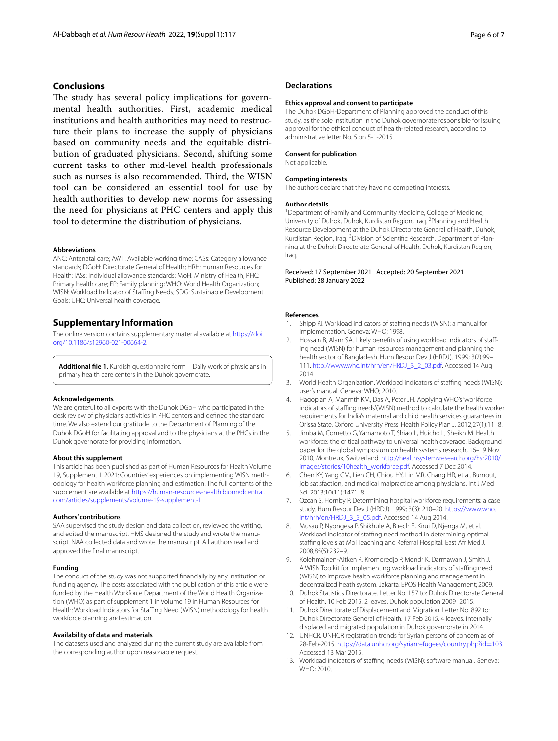## Conclusions

The study has several policy implications for governmental health authorities. First, academic medical institutions and health authorities may need to restructure their plans to increase the supply of physicians based on community needs and the equitable distribution of graduated physicians. Second, shifting some current tasks to other mid-level health professionals such as nurses is also recommended. Third, the WISN tool can be considered an essential tool for use by health authorities to develop new norms for assessing the need for physicians at PHC centers and apply this tool to determine the distribution of physicians.

#### Abbreviations

ANC: Antenatal care; AWT: Available working time; CASs: Category allowance standards; DGoH: Directorate General of Health; HRH: Human Resources for Health; IASs: Individual allowance standards; MoH: Ministry of Health; PHC: Primary health care; FP: Family planning; WHO: World Health Organization; WISN: Workload Indicator of Staffing Needs; SDG: Sustainable Development Goals; UHC: Universal health coverage.

## Supplementary Information

The online version contains supplementary material available at https://doi.org/10.1186/s12960-021-00664-2.

**Additional file 1.** Kurdish questionnaire form—Daily work of physicians in primary health care centers in the Duhok governorate.

#### Acknowledgements

We are grateful to all experts with the Duhok DGoH who participated in the desk review of physicians' activities in PHC centers and defined the standard time. We also extend our gratitude to the Department of Planning of the Duhok DGoH for facilitating approval and to the physicians at the PHCs in the Duhok governorate for providing information.

#### About this supplement

This article has been published as part of Human Resources for Health Volume 19, Supplement 1 2021: Countries' experiences on implementing WISN methodology for health workforce planning and estimation. The full contents of the supplement are available at https://human-resources-health.biomedcentral.com/articles/supplements/volume-19-supplement-1.

#### Authors' contributions

SAA supervised the study design and data collection, reviewed the writing, and edited the manuscript. HMS designed the study and wrote the manuscript. NAA collected data and wrote the manuscript. All authors read and approved the final manuscript.

#### Funding

The conduct of the study was not supported financially by any institution or funding agency. The costs associated with the publication of this article were funded by the Health Workforce Department of the World Health Organization (WHO) as part of supplement 1 in Volume 19 in Human Resources for Health: Workload Indicators for Staffing Need (WISN) methodology for health workforce planning and estimation.

#### Availability of data and materials

The datasets used and analyzed during the current study are available from the corresponding author upon reasonable request.

## Declarations

#### Ethics approval and consent to participate

The Duhok DGoH-Department of Planning approved the conduct of this study, as the sole institution in the Duhok governorate responsible for issuing approval for the ethical conduct of health-related research, according to administrative letter No. 5 on 5-1-2015.

#### Consent for publication

Not applicable.

#### Competing interests

The authors declare that they have no competing interests.

#### Author details

[1] Department of Family and Community Medicine, College of Medicine, University of Duhok, Duhok, Kurdistan Region, Iraq. [2] Planning and Health Resource Development at the Duhok Directorate General of Health, Duhok, Kurdistan Region, Iraq. [3] Division of Scientific Research, Department of Planning at the Duhok Directorate General of Health, Duhok, Kurdistan Region, Iraq.

Received: 17 September 2021 Accepted: 20 September 2021
Published: 28 January 2022

#### References

1. Shipp PJ. Workload indicators of staffing needs (WISN): a manual for implementation. Geneva: WHO; 1998.
2. Hossain B, Alam SA. Likely benefits of using workload indicators of staffing need (WISN) for human resources management and planning the health sector of Bangladesh. Hum Resour Dev J (HRDJ). 1999; 3(2):99–111. http://www.who.int/hrh/en/HRDJ_3_2_03.pdf. Accessed 14 Aug 2014.
3. World Health Organization. Workload indicators of staffing needs (WISN): user's manual. Geneva: WHO; 2010.
4. Hagopian A, Manmth KM, Das A, Peter JH. Applying WHO's 'workforce indicators of staffing needs'(WISN) method to calculate the health worker requirements for India's maternal and child health services guarantees in Orissa State, Oxford University Press. Health Policy Plan J. 2012;27(1):11–8.
5. Jimba M, Cometto G, Yamamoto T, Shiao L, Huicho L, Sheikh M. Health workforce: the critical pathway to universal health coverage. Background paper for the global symposium on health systems research, 16–19 Nov 2010, Montreux, Switzerland. http://healthsystemsresearch.org/hsr2010/images/stories/10health_workforce.pdf. Accessed 7 Dec 2014.
6. Chen KY, Yang CM, Lien CH, Chiou HY, Lin MR, Chang HR, et al. Burnout, job satisfaction, and medical malpractice among physicians. Int J Med Sci. 2013;10(11):1471–8.
7. Ozcan S, Hornby P. Determining hospital workforce requirements: a case study. Hum Resour Dev J (HRDJ). 1999; 3(3): 210–20. https://www.who.int/hrh/en/HRDJ_3_3_05.pdf. Accessed 14 Aug 2014.
8. Musau P, Nyongesa P, Shikhule A, Birech E, Kirui D, Njenga M, et al. Workload indicator of staffing need method in determining optimal staffing levels at Moi Teaching and Referral Hospital. East Afr Med J. 2008;85(5):232–9.
9. Kolehmainen-Aitken R, Kromoredjo P, Mendr K, Darmawan J, Smith J. A WISN Toolkit for implementing workload indicators of staffing need (WISN) to improve health workforce planning and management in decentralized heath system. Jakarta: EPOS Health Management; 2009.
10. Duhok Statistics Directorate. Letter No. 157 to: Duhok Directorate General of Health. 10 Feb 2015. 2 leaves. Duhok population 2009–2015.
11. Duhok Directorate of Displacement and Migration. Letter No. 892 to: Duhok Directorate General of Health. 17 Feb 2015. 4 leaves. Internally displaced and migrated population in Duhok governorate in 2014.
12. UNHCR. UNHCR registration trends for Syrian persons of concern as of 28-Feb-2015. https://data.unhcr.org/syrianrefugees/country.php?id=103. Accessed 13 Mar 2015.
13. Workload indicators of staffing needs (WISN): software manual. Geneva: WHO; 2010.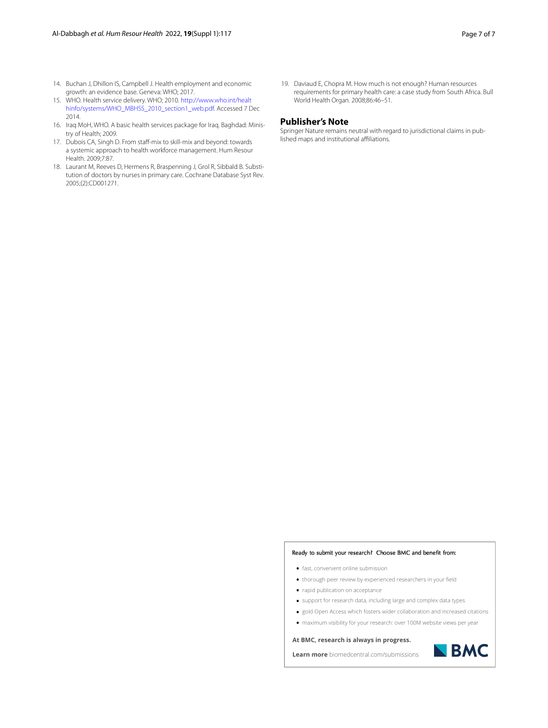14. Buchan J, Dhillon IS, Campbell J. Health employment and economic growth: an evidence base. Geneva: WHO; 2017.
15. WHO. Health service delivery. WHO; 2010. http://www.who.int/healthinfo/systems/WHO_MBHSS_2010_section1_web.pdf. Accessed 7 Dec 2014.
16. Iraq MoH, WHO. A basic health services package for Iraq. Baghdad: Ministry of Health; 2009.
17. Dubois CA, Singh D. From staff-mix to skill-mix and beyond: towards a systemic approach to health workforce management. Hum Resour Health. 2009;7:87.
18. Laurant M, Reeves D, Hermens R, Braspenning J, Grol R, Sibbald B. Substitution of doctors by nurses in primary care. Cochrane Database Syst Rev. 2005;(2):CD001271.
19. Daviaud E, Chopra M. How much is not enough? Human resources requirements for primary health care: a case study from South Africa. Bull World Health Organ. 2008;86:46–51.

## Publisher's Note

Springer Nature remains neutral with regard to jurisdictional claims in published maps and institutional affiliations.

Ready to submit your research? Choose BMC and benefit from:

- fast, convenient online submission
- thorough peer review by experienced researchers in your field
- rapid publication on acceptance
- support for research data, including large and complex data types
- gold Open Access which fosters wider collaboration and increased citations
- maximum visibility for your research: over 100M website views per year

**At BMC, research is always in progress.**

**Learn more** biomedcentral.com/submissions

BMC